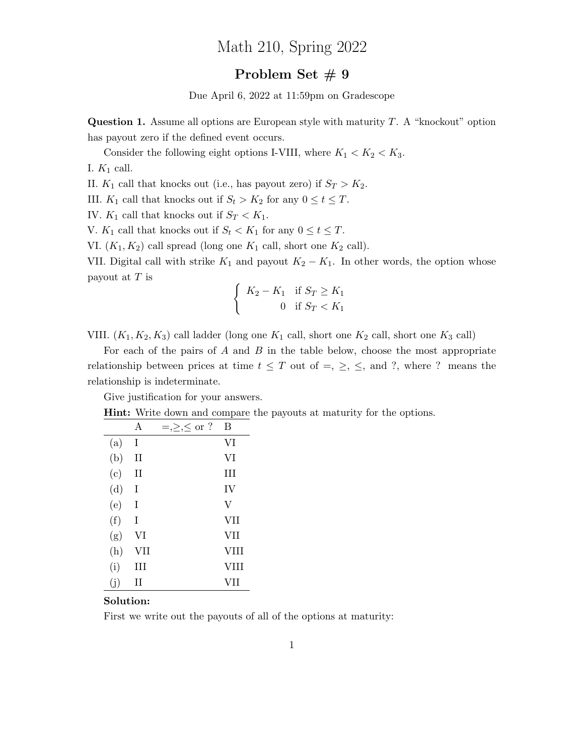# Math 210, Spring 2022

## Problem Set # 9

Due April 6, 2022 at 11:59pm on Gradescope

**Question 1.** Assume all options are European style with maturity $T$. A "knockout" option has payout zero if the defined event occurs.

Consider the following eight options I-VIII, where $K_1 < K_2 < K_3$.

I. $K_1$ call.

II. $K_1$ call that knocks out (i.e., has payout zero) if $S_T > K_2$.

III. $K_1$ call that knocks out if $S_t > K_2$ for any $0 \le t \le T$.

IV. $K_1$ call that knocks out if $S_T < K_1$.

V. $K_1$ call that knocks out if $S_t < K_1$ for any $0 \le t \le T$.

VI. $(K_1, K_2)$ call spread (long one $K_1$ call, short one $K_2$ call).

VII. Digital call with strike $K_1$ and payout $K_2 - K_1$. In other words, the option whose payout at $T$ is

$$\begin{cases} K_2 - K_1 & \text{if } S_T \ge K_1 \\ 0 & \text{if } S_T < K_1 \end{cases}$$

VIII. $(K_1, K_2, K_3)$ call ladder (long one $K_1$ call, short one $K_2$ call, short one $K_3$ call)

For each of the pairs of $A$ and $B$ in the table below, choose the most appropriate relationship between prices at time $t \le T$ out of $=$, $\ge$, $\le$, and ?, where ? means the relationship is indeterminate.

Give justification for your answers.

**Hint:** Write down and compare the payouts at maturity for the options.

| | A | $=,\ge,\le$ or ? | B |
|---|---|---|---|
| (a) | I | | VI |
| (b) | II | | VI |
| (c) | II | | III |
| (d) | I | | IV |
| (e) | I | | V |
| (f) | I | | VII |
| (g) | VI | | VII |
| (h) | VII | | VIII |
| (i) | III | | VIII |
| (j) | II | | VII |

**Solution:**

First we write out the payouts of all of the options at maturity: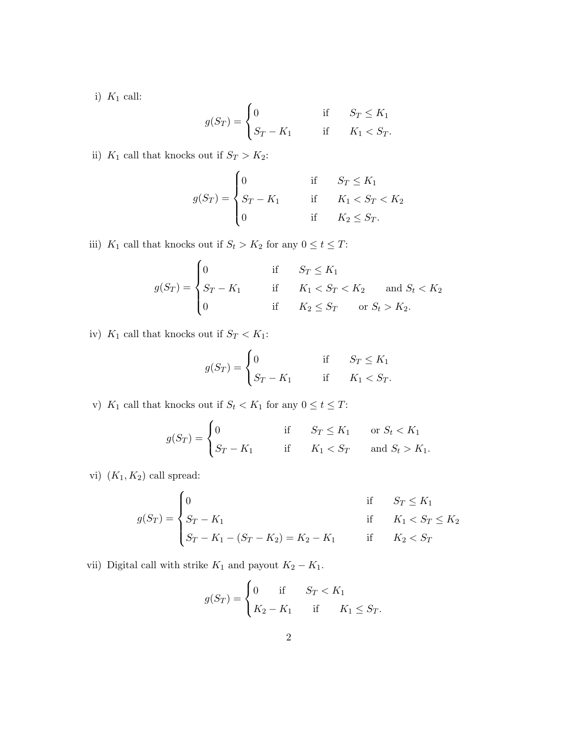i) $K_1$ call:

$$g(S_T) = \begin{cases} 0 & \text{if} \quad S_T \leq K_1 \\ S_T - K_1 & \text{if} \quad K_1 < S_T. \end{cases}$$

ii) $K_1$ call that knocks out if $S_T > K_2$:

$$g(S_T) = \begin{cases} 0 & \text{if} \quad S_T \leq K_1 \\ S_T - K_1 & \text{if} \quad K_1 < S_T < K_2 \\ 0 & \text{if} \quad K_2 \leq S_T. \end{cases}$$

iii) $K_1$ call that knocks out if $S_t > K_2$ for any $0 \leq t \leq T$:

$$g(S_T) = \begin{cases} 0 & \text{if} \quad S_T \leq K_1 \\ S_T - K_1 & \text{if} \quad K_1 < S_T < K_2 \quad \text{and } S_t < K_2 \\ 0 & \text{if} \quad K_2 \leq S_T \quad \text{or } S_t > K_2. \end{cases}$$

iv) $K_1$ call that knocks out if $S_T < K_1$:

$$g(S_T) = \begin{cases} 0 & \text{if} \quad S_T \leq K_1 \\ S_T - K_1 & \text{if} \quad K_1 < S_T. \end{cases}$$

v) $K_1$ call that knocks out if $S_t < K_1$ for any $0 \leq t \leq T$:

$$g(S_T) = \begin{cases} 0 & \text{if} \quad S_T \leq K_1 \quad \text{or } S_t < K_1 \\ S_T - K_1 & \text{if} \quad K_1 < S_T \quad \text{and } S_t > K_1. \end{cases}$$

vi) $(K_1, K_2)$ call spread:

$$g(S_T) = \begin{cases} 0 & \text{if} \quad S_T \leq K_1 \\ S_T - K_1 & \text{if} \quad K_1 < S_T \leq K_2 \\ S_T - K_1 - (S_T - K_2) = K_2 - K_1 & \text{if} \quad K_2 < S_T \end{cases}$$

vii) Digital call with strike $K_1$ and payout $K_2 - K_1$.

$$g(S_T) = \begin{cases} 0 & \text{if} \quad S_T < K_1 \\ K_2 - K_1 & \text{if} \quad K_1 \leq S_T. \end{cases}$$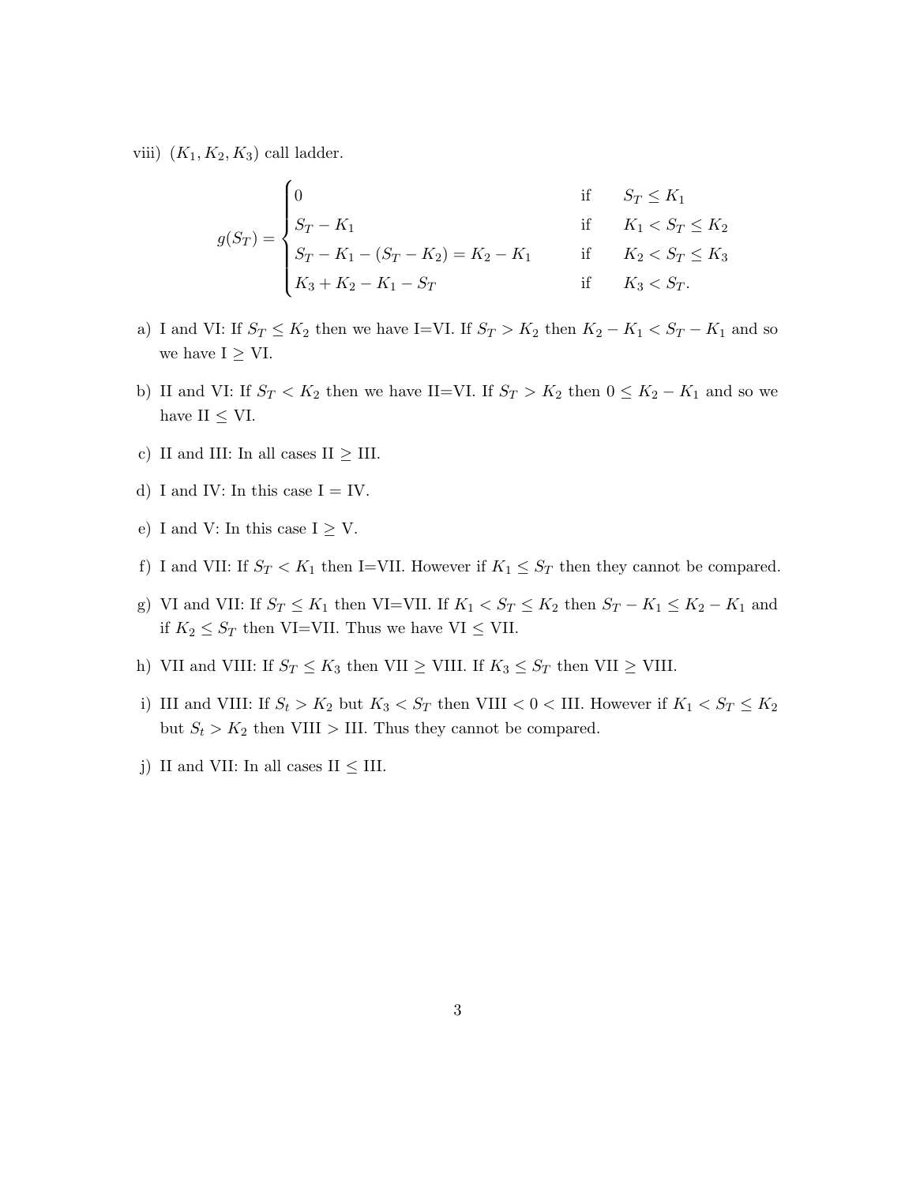viii) $(K_1, K_2, K_3)$ call ladder.

$$g(S_T) = \begin{cases} 0 & \text{if} \quad S_T \leq K_1 \\ S_T - K_1 & \text{if} \quad K_1 < S_T \leq K_2 \\ S_T - K_1 - (S_T - K_2) = K_2 - K_1 & \text{if} \quad K_2 < S_T \leq K_3 \\ K_3 + K_2 - K_1 - S_T & \text{if} \quad K_3 < S_T. \end{cases}$$

a) I and VI: If $S_T \leq K_2$ then we have I=VI. If $S_T > K_2$ then $K_2 - K_1 < S_T - K_1$ and so we have I $\geq$ VI.

b) II and VI: If $S_T < K_2$ then we have II=VI. If $S_T > K_2$ then $0 \leq K_2 - K_1$ and so we have II $\leq$ VI.

c) II and III: In all cases II $\geq$ III.

d) I and IV: In this case I $=$ IV.

e) I and V: In this case I $\geq$ V.

f) I and VII: If $S_T < K_1$ then I=VII. However if $K_1 \leq S_T$ then they cannot be compared.

g) VI and VII: If $S_T \leq K_1$ then VI=VII. If $K_1 < S_T \leq K_2$ then $S_T - K_1 \leq K_2 - K_1$ and if $K_2 \leq S_T$ then VI=VII. Thus we have VI $\leq$ VII.

h) VII and VIII: If $S_T \leq K_3$ then VII $\geq$ VIII. If $K_3 \leq S_T$ then VII $\geq$ VIII.

i) III and VIII: If $S_t > K_2$ but $K_3 < S_T$ then VIII $< 0 <$ III. However if $K_1 < S_T \leq K_2$ but $S_t > K_2$ then VIII $>$ III. Thus they cannot be compared.

j) II and VII: In all cases II $\leq$ III.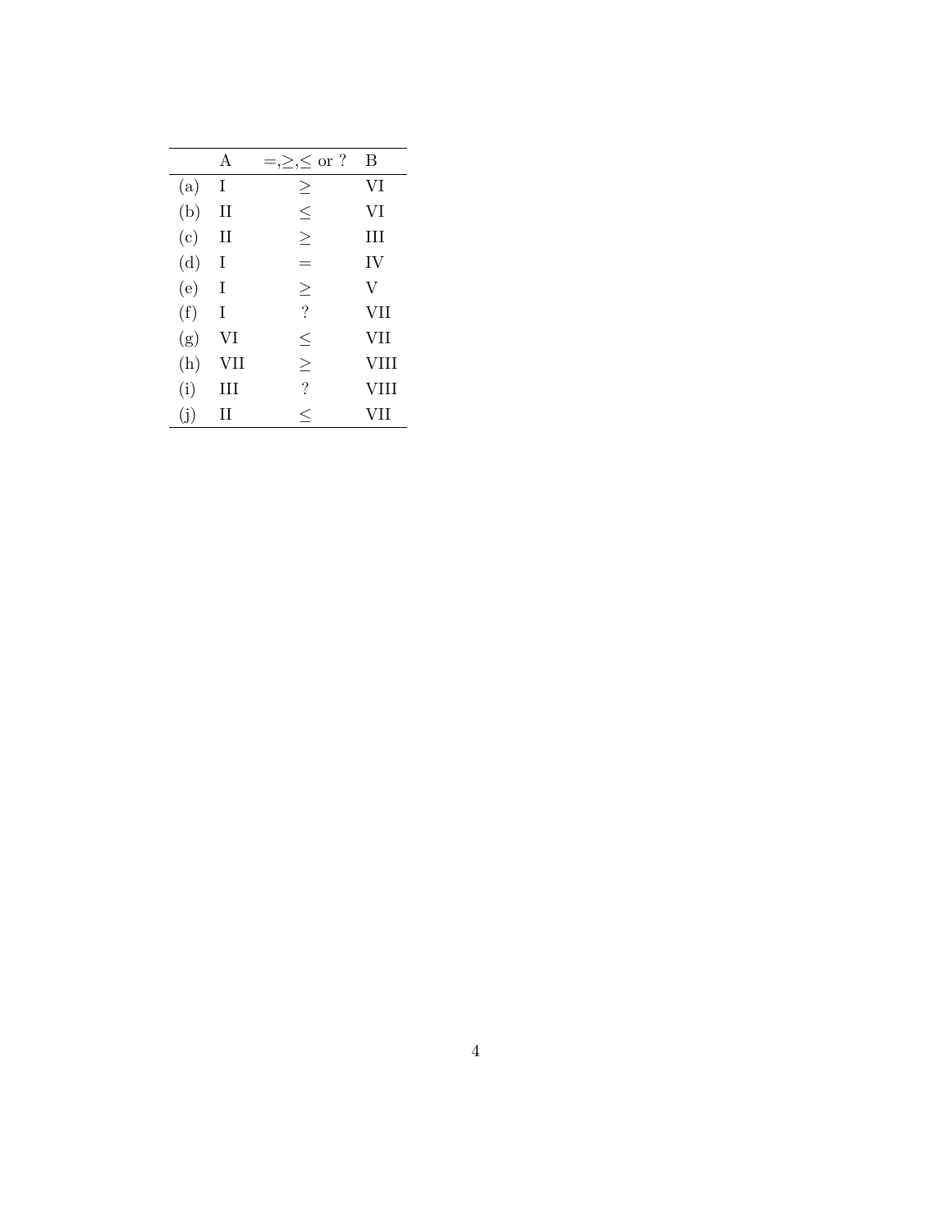|  | A | $=,\geq,\leq$ or ? | B |
|---|---|---|---|
| (a) | I | $\geq$ | VI |
| (b) | II | $\leq$ | VI |
| (c) | II | $\geq$ | III |
| (d) | I | $=$ | IV |
| (e) | I | $\geq$ | V |
| (f) | I | ? | VII |
| (g) | VI | $\leq$ | VII |
| (h) | VII | $\geq$ | VIII |
| (i) | III | ? | VIII |
| (j) | II | $\leq$ | VII |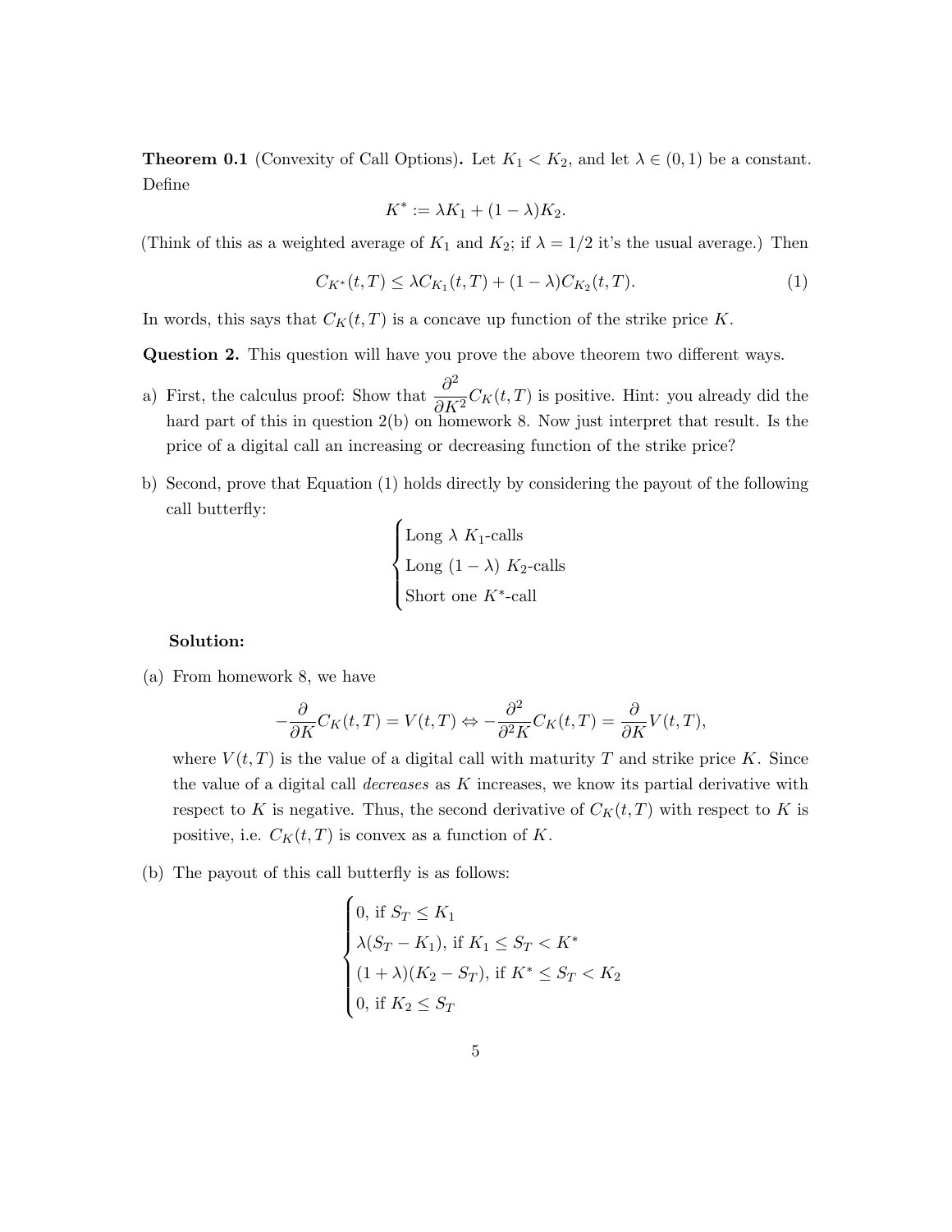**Theorem 0.1** (Convexity of Call Options)**.** Let $K_1 < K_2$, and let $\lambda \in (0,1)$ be a constant. Define

$$K^* := \lambda K_1 + (1-\lambda)K_2.$$

(Think of this as a weighted average of $K_1$ and $K_2$; if $\lambda = 1/2$ it's the usual average.) Then

$$C_{K^*}(t,T) \leq \lambda C_{K_1}(t,T) + (1-\lambda)C_{K_2}(t,T). \tag{1}$$

In words, this says that $C_K(t,T)$ is a concave up function of the strike price $K$.

**Question 2.** This question will have you prove the above theorem two different ways.

a) First, the calculus proof: Show that $\dfrac{\partial^2}{\partial K^2}C_K(t,T)$ is positive. Hint: you already did the hard part of this in question 2(b) on homework 8. Now just interpret that result. Is the price of a digital call an increasing or decreasing function of the strike price?

b) Second, prove that Equation (1) holds directly by considering the payout of the following call butterfly:

$$\begin{cases} \text{Long } \lambda \ K_1\text{-calls} \\ \text{Long } (1-\lambda) \ K_2\text{-calls} \\ \text{Short one } K^*\text{-call} \end{cases}$$

**Solution:**

(a) From homework 8, we have

$$-\frac{\partial}{\partial K}C_K(t,T) = V(t,T) \Leftrightarrow -\frac{\partial^2}{\partial^2 K}C_K(t,T) = \frac{\partial}{\partial K}V(t,T),$$

where $V(t,T)$ is the value of a digital call with maturity $T$ and strike price $K$. Since the value of a digital call *decreases* as $K$ increases, we know its partial derivative with respect to $K$ is negative. Thus, the second derivative of $C_K(t,T)$ with respect to $K$ is positive, i.e. $C_K(t,T)$ is convex as a function of $K$.

(b) The payout of this call butterfly is as follows:

$$\begin{cases} 0, \text{ if } S_T \leq K_1 \\ \lambda(S_T - K_1), \text{ if } K_1 \leq S_T < K^* \\ (1+\lambda)(K_2 - S_T), \text{ if } K^* \leq S_T < K_2 \\ 0, \text{ if } K_2 \leq S_T \end{cases}$$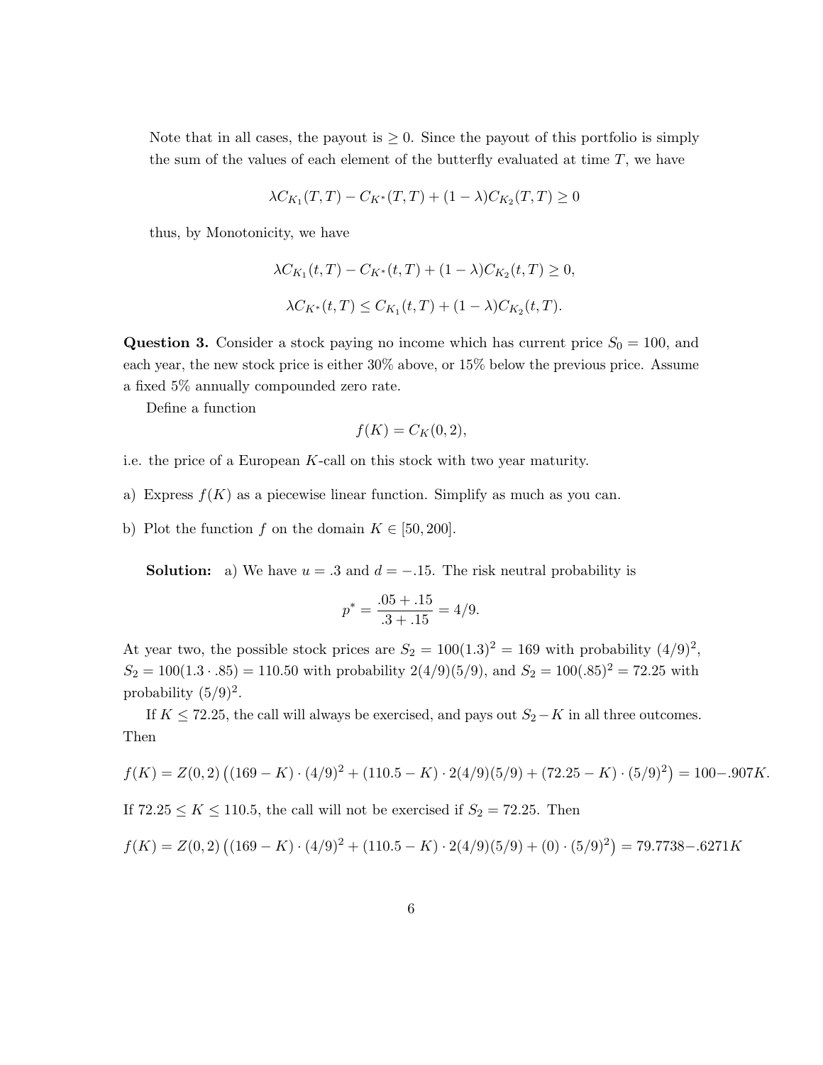Note that in all cases, the payout is $\geq 0$. Since the payout of this portfolio is simply the sum of the values of each element of the butterfly evaluated at time $T$, we have

$$\lambda C_{K_1}(T,T) - C_{K^*}(T,T) + (1-\lambda)C_{K_2}(T,T) \geq 0$$

thus, by Monotonicity, we have

$$\lambda C_{K_1}(t,T) - C_{K^*}(t,T) + (1-\lambda)C_{K_2}(t,T) \geq 0,$$

$$\lambda C_{K^*}(t,T) \leq C_{K_1}(t,T) + (1-\lambda)C_{K_2}(t,T).$$

**Question 3.** Consider a stock paying no income which has current price $S_0 = 100$, and each year, the new stock price is either 30% above, or 15% below the previous price. Assume a fixed 5% annually compounded zero rate.

Define a function

$$f(K) = C_K(0,2),$$

i.e. the price of a European $K$-call on this stock with two year maturity.

a) Express $f(K)$ as a piecewise linear function. Simplify as much as you can.

b) Plot the function $f$ on the domain $K \in [50, 200]$.

**Solution:** a) We have $u = .3$ and $d = -.15$. The risk neutral probability is

$$p^* = \frac{.05 + .15}{.3 + .15} = 4/9.$$

At year two, the possible stock prices are $S_2 = 100(1.3)^2 = 169$ with probability $(4/9)^2$, $S_2 = 100(1.3 \cdot .85) = 110.50$ with probability $2(4/9)(5/9)$, and $S_2 = 100(.85)^2 = 72.25$ with probability $(5/9)^2$.

If $K \leq 72.25$, the call will always be exercised, and pays out $S_2 - K$ in all three outcomes. Then

$$f(K) = Z(0,2)\left((169-K)\cdot(4/9)^2 + (110.5-K)\cdot 2(4/9)(5/9) + (72.25-K)\cdot(5/9)^2\right) = 100 - .907K.$$

If $72.25 \leq K \leq 110.5$, the call will not be exercised if $S_2 = 72.25$. Then

$$f(K) = Z(0,2)\left((169-K)\cdot(4/9)^2 + (110.5-K)\cdot 2(4/9)(5/9) + (0)\cdot(5/9)^2\right) = 79.7738 - .6271K$$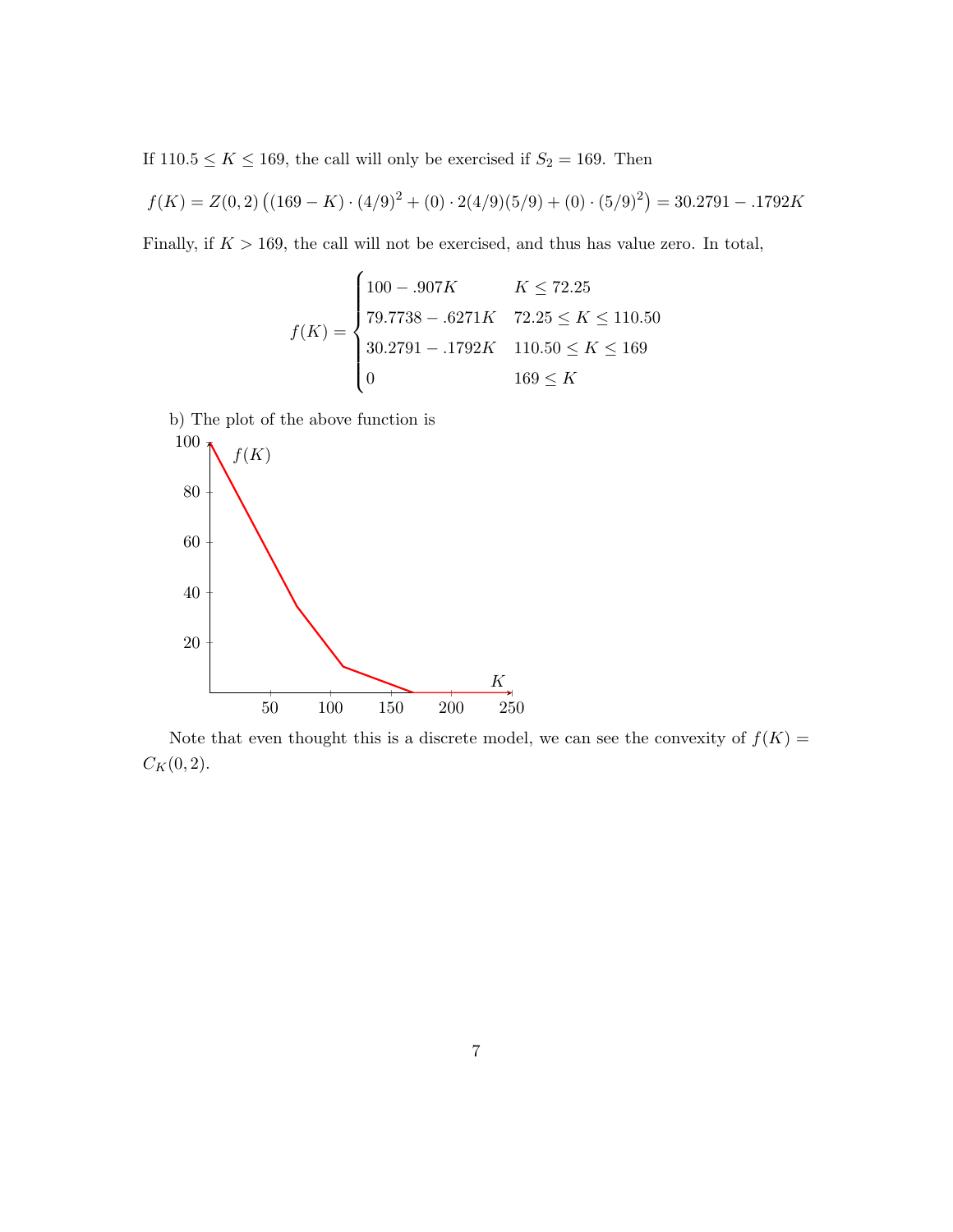If $110.5 \le K \le 169$, the call will only be exercised if $S_2 = 169$. Then

$$f(K) = Z(0,2)\left((169 - K)\cdot(4/9)^2 + (0)\cdot 2(4/9)(5/9) + (0)\cdot(5/9)^2\right) = 30.2791 - .1792K$$

Finally, if $K > 169$, the call will not be exercised, and thus has value zero. In total,

$$f(K) = \begin{cases} 100 - .907K & K \le 72.25 \\ 79.7738 - .6271K & 72.25 \le K \le 110.50 \\ 30.2791 - .1792K & 110.50 \le K \le 169 \\ 0 & 169 \le K \end{cases}$$

b) The plot of the above function is

100
$f(K)$
80
60
40
20
$K$
50
100
150
200
250

Note that even thought this is a discrete model, we can see the convexity of $f(K) = C_K(0,2)$.